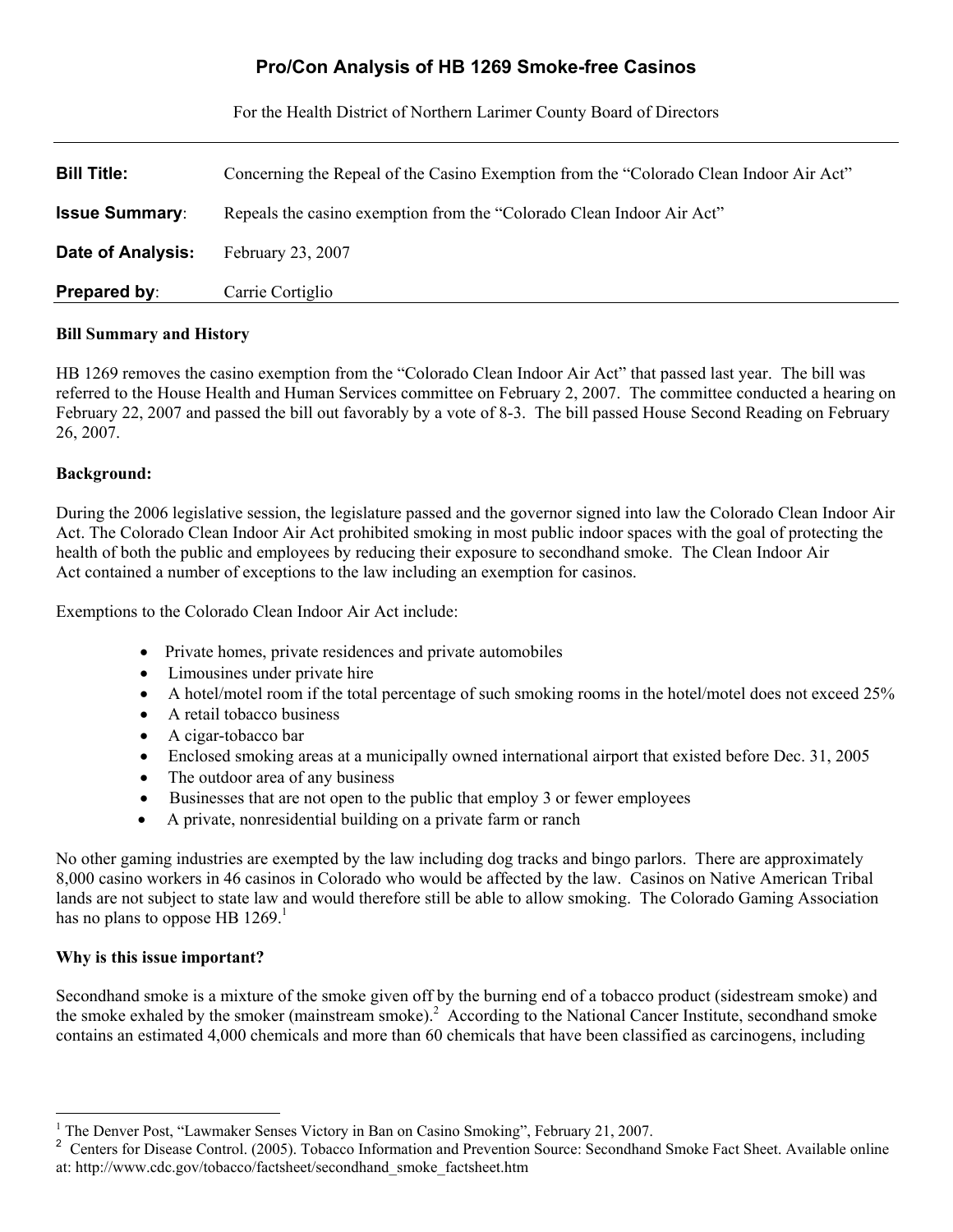# Pro/Con Analysis of HB 1269 Smoke-free Casinos

For the Health District of Northern Larimer County Board of Directors

| | |
|---|---|
| **Bill Title:** | Concerning the Repeal of the Casino Exemption from the "Colorado Clean Indoor Air Act" |
| **Issue Summary**: | Repeals the casino exemption from the "Colorado Clean Indoor Air Act" |
| **Date of Analysis:** | February 23, 2007 |
| **Prepared by**: | Carrie Cortiglio |

**Bill Summary and History**

HB 1269 removes the casino exemption from the "Colorado Clean Indoor Air Act" that passed last year. The bill was referred to the House Health and Human Services committee on February 2, 2007. The committee conducted a hearing on February 22, 2007 and passed the bill out favorably by a vote of 8-3. The bill passed House Second Reading on February 26, 2007.

**Background:**

During the 2006 legislative session, the legislature passed and the governor signed into law the Colorado Clean Indoor Air Act. The Colorado Clean Indoor Air Act prohibited smoking in most public indoor spaces with the goal of protecting the health of both the public and employees by reducing their exposure to secondhand smoke. The Clean Indoor Air Act contained a number of exceptions to the law including an exemption for casinos.

Exemptions to the Colorado Clean Indoor Air Act include:

- Private homes, private residences and private automobiles
- Limousines under private hire
- A hotel/motel room if the total percentage of such smoking rooms in the hotel/motel does not exceed 25%
- A retail tobacco business
- A cigar-tobacco bar
- Enclosed smoking areas at a municipally owned international airport that existed before Dec. 31, 2005
- The outdoor area of any business
- Businesses that are not open to the public that employ 3 or fewer employees
- A private, nonresidential building on a private farm or ranch

No other gaming industries are exempted by the law including dog tracks and bingo parlors. There are approximately 8,000 casino workers in 46 casinos in Colorado who would be affected by the law. Casinos on Native American Tribal lands are not subject to state law and would therefore still be able to allow smoking. The Colorado Gaming Association has no plans to oppose HB 1269.[1]

**Why is this issue important?**

Secondhand smoke is a mixture of the smoke given off by the burning end of a tobacco product (sidestream smoke) and the smoke exhaled by the smoker (mainstream smoke).[2] According to the National Cancer Institute, secondhand smoke contains an estimated 4,000 chemicals and more than 60 chemicals that have been classified as carcinogens, including

---

[1] The Denver Post, "Lawmaker Senses Victory in Ban on Casino Smoking", February 21, 2007.

[2] Centers for Disease Control. (2005). Tobacco Information and Prevention Source: Secondhand Smoke Fact Sheet. Available online at: http://www.cdc.gov/tobacco/factsheet/secondhand_smoke_factsheet.htm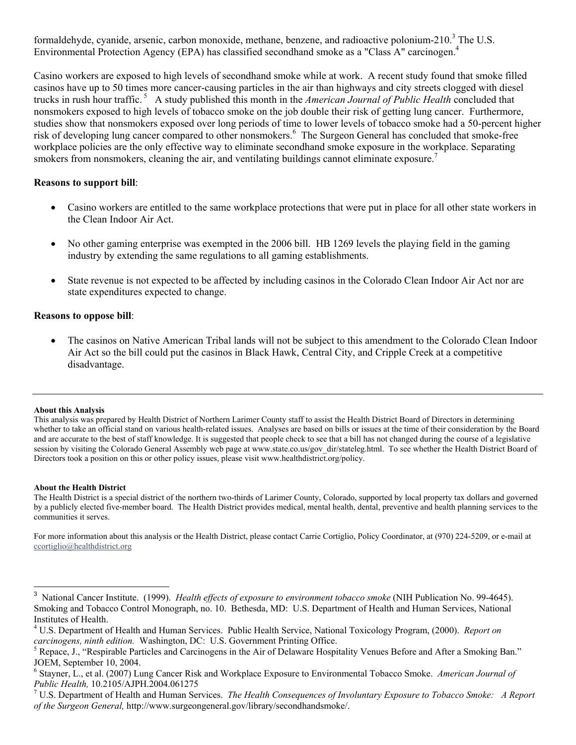formaldehyde, cyanide, arsenic, carbon monoxide, methane, benzene, and radioactive polonium-210.[3] The U.S. Environmental Protection Agency (EPA) has classified secondhand smoke as a "Class A" carcinogen.[4]

Casino workers are exposed to high levels of secondhand smoke while at work. A recent study found that smoke filled casinos have up to 50 times more cancer-causing particles in the air than highways and city streets clogged with diesel trucks in rush hour traffic.[5] A study published this month in the *American Journal of Public Health* concluded that nonsmokers exposed to high levels of tobacco smoke on the job double their risk of getting lung cancer. Furthermore, studies show that nonsmokers exposed over long periods of time to lower levels of tobacco smoke had a 50-percent higher risk of developing lung cancer compared to other nonsmokers.[6] The Surgeon General has concluded that smoke-free workplace policies are the only effective way to eliminate secondhand smoke exposure in the workplace. Separating smokers from nonsmokers, cleaning the air, and ventilating buildings cannot eliminate exposure.[7]

**Reasons to support bill**:

- Casino workers are entitled to the same workplace protections that were put in place for all other state workers in the Clean Indoor Air Act.
- No other gaming enterprise was exempted in the 2006 bill. HB 1269 levels the playing field in the gaming industry by extending the same regulations to all gaming establishments.
- State revenue is not expected to be affected by including casinos in the Colorado Clean Indoor Air Act nor are state expenditures expected to change.

**Reasons to oppose bill**:

- The casinos on Native American Tribal lands will not be subject to this amendment to the Colorado Clean Indoor Air Act so the bill could put the casinos in Black Hawk, Central City, and Cripple Creek at a competitive disadvantage.

---

**About this Analysis**

This analysis was prepared by Health District of Northern Larimer County staff to assist the Health District Board of Directors in determining whether to take an official stand on various health-related issues. Analyses are based on bills or issues at the time of their consideration by the Board and are accurate to the best of staff knowledge. It is suggested that people check to see that a bill has not changed during the course of a legislative session by visiting the Colorado General Assembly web page at www.state.co.us/gov_dir/stateleg.html. To see whether the Health District Board of Directors took a position on this or other policy issues, please visit www.healthdistrict.org/policy.

**About the Health District**

The Health District is a special district of the northern two-thirds of Larimer County, Colorado, supported by local property tax dollars and governed by a publicly elected five-member board. The Health District provides medical, mental health, dental, preventive and health planning services to the communities it serves.

For more information about this analysis or the Health District, please contact Carrie Cortiglio, Policy Coordinator, at (970) 224-5209, or e-mail at ccortiglio@healthdistrict.org

---

[3] National Cancer Institute. (1999). *Health effects of exposure to environment tobacco smoke* (NIH Publication No. 99-4645). Smoking and Tobacco Control Monograph, no. 10. Bethesda, MD: U.S. Department of Health and Human Services, National Institutes of Health.

[4] U.S. Department of Health and Human Services. Public Health Service, National Toxicology Program, (2000). *Report on carcinogens, ninth edition.* Washington, DC: U.S. Government Printing Office.

[5] Repace, J., "Respirable Particles and Carcinogens in the Air of Delaware Hospitality Venues Before and After a Smoking Ban." JOEM, September 10, 2004.

[6] Stayner, L., et al. (2007) Lung Cancer Risk and Workplace Exposure to Environmental Tobacco Smoke. *American Journal of Public Health,* 10.2105/AJPH.2004.061275

[7] U.S. Department of Health and Human Services. *The Health Consequences of Involuntary Exposure to Tobacco Smoke: A Report of the Surgeon General,* http://www.surgeongeneral.gov/library/secondhandsmoke/.